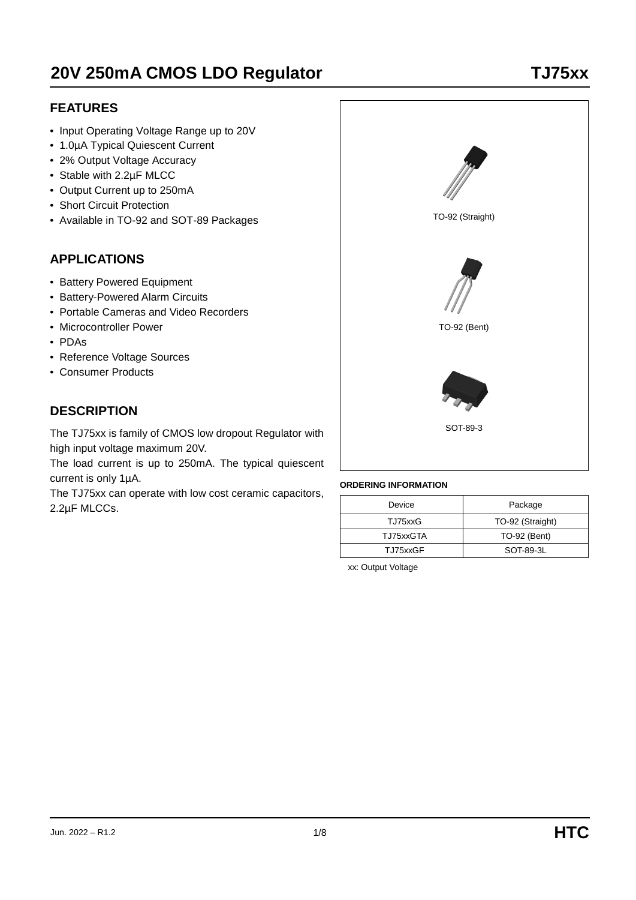# 20V 250mA CMOS LDO Regulator

**TJ75xx**

## FEATURES

- Input Operating Voltage Range up to 20V
- 1.0µA Typical Quiescent Current
- 2% Output Voltage Accuracy
- Stable with 2.2µF MLCC
- Output Current up to 250mA
- Short Circuit Protection
- Available in TO-92 and SOT-89 Packages

## APPLICATIONS

- Battery Powered Equipment
- Battery-Powered Alarm Circuits
- Portable Cameras and Video Recorders
- Microcontroller Power
- PDAs
- Reference Voltage Sources
- Consumer Products

## DESCRIPTION

The TJ75xx is family of CMOS low dropout Regulator with high input voltage maximum 20V.

The load current is up to 250mA. The typical quiescent current is only 1µA.

The TJ75xx can operate with low cost ceramic capacitors, 2.2µF MLCCs.

TO-92 (Straight)

TO-92 (Bent)

SOT-89-3

**ORDERING INFORMATION**

| Device | Package |
|---|---|
| TJ75xxG | TO-92 (Straight) |
| TJ75xxGTA | TO-92 (Bent) |
| TJ75xxGF | SOT-89-3L |

xx: Output Voltage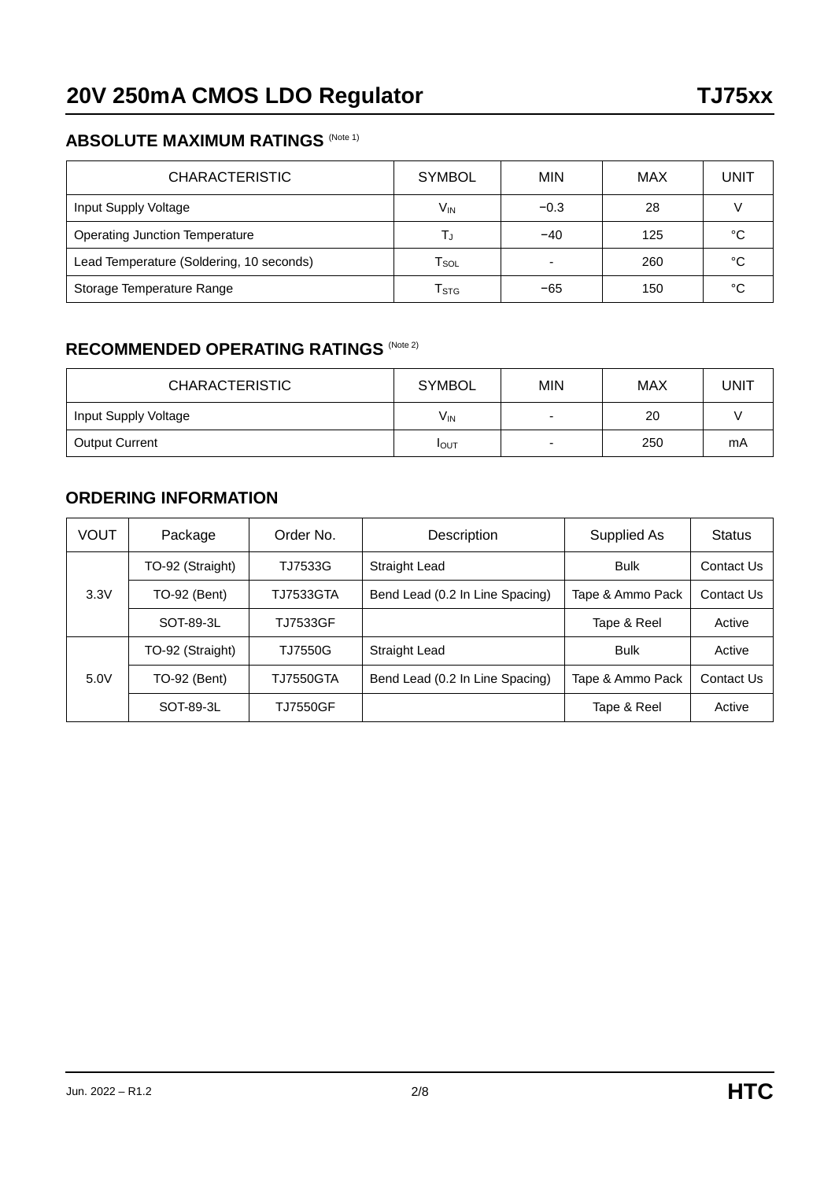## ABSOLUTE MAXIMUM RATINGS (Note 1)

| CHARACTERISTIC | SYMBOL | MIN | MAX | UNIT |
|---|---|---|---|---|
| Input Supply Voltage | $V_{IN}$ | −0.3 | 28 | V |
| Operating Junction Temperature | $T_J$ | −40 | 125 | °C |
| Lead Temperature (Soldering, 10 seconds) | $T_{SOL}$ | - | 260 | °C |
| Storage Temperature Range | $T_{STG}$ | −65 | 150 | °C |

## RECOMMENDED OPERATING RATINGS (Note 2)

| CHARACTERISTIC | SYMBOL | MIN | MAX | UNIT |
|---|---|---|---|---|
| Input Supply Voltage | $V_{IN}$ | - | 20 | V |
| Output Current | $I_{OUT}$ | - | 250 | mA |

## ORDERING INFORMATION

| VOUT | Package | Order No. | Description | Supplied As | Status |
|---|---|---|---|---|---|
| 3.3V | TO-92 (Straight) | TJ7533G | Straight Lead | Bulk | Contact Us |
| | TO-92 (Bent) | TJ7533GTA | Bend Lead (0.2 In Line Spacing) | Tape & Ammo Pack | Contact Us |
| | SOT-89-3L | TJ7533GF | | Tape & Reel | Active |
| 5.0V | TO-92 (Straight) | TJ7550G | Straight Lead | Bulk | Active |
| | TO-92 (Bent) | TJ7550GTA | Bend Lead (0.2 In Line Spacing) | Tape & Ammo Pack | Contact Us |
| | SOT-89-3L | TJ7550GF | | Tape & Reel | Active |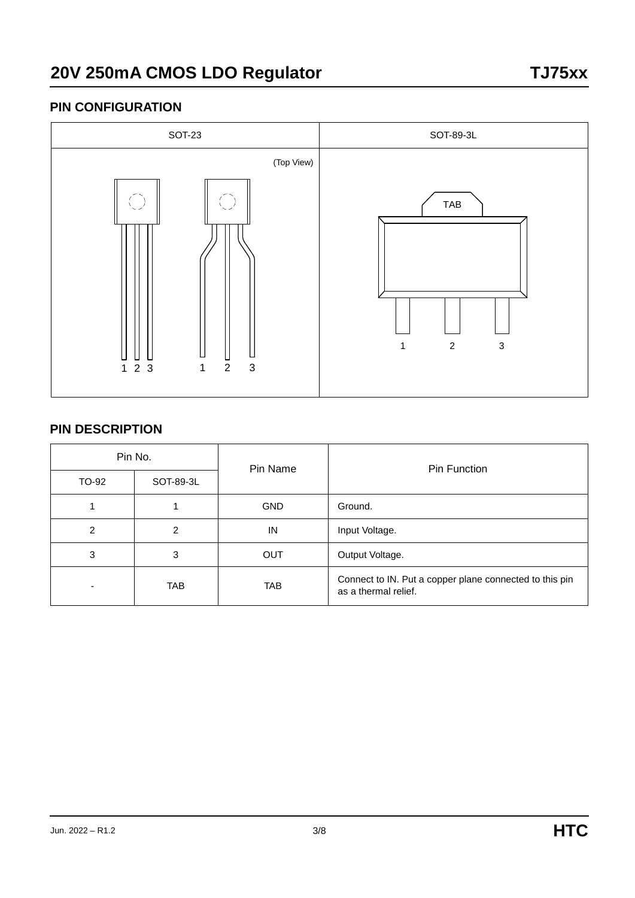## PIN CONFIGURATION

| SOT-23 | SOT-89-3L |
| --- | --- |
| (Top View) 1 2 3 &nbsp;&nbsp; 1 2 3 | TAB 1 2 3 |

## PIN DESCRIPTION

| Pin No. | | Pin Name | Pin Function |
| --- | --- | --- | --- |
| TO-92 | SOT-89-3L | | |
| 1 | 1 | GND | Ground. |
| 2 | 2 | IN | Input Voltage. |
| 3 | 3 | OUT | Output Voltage. |
| - | TAB | TAB | Connect to IN. Put a copper plane connected to this pin as a thermal relief. |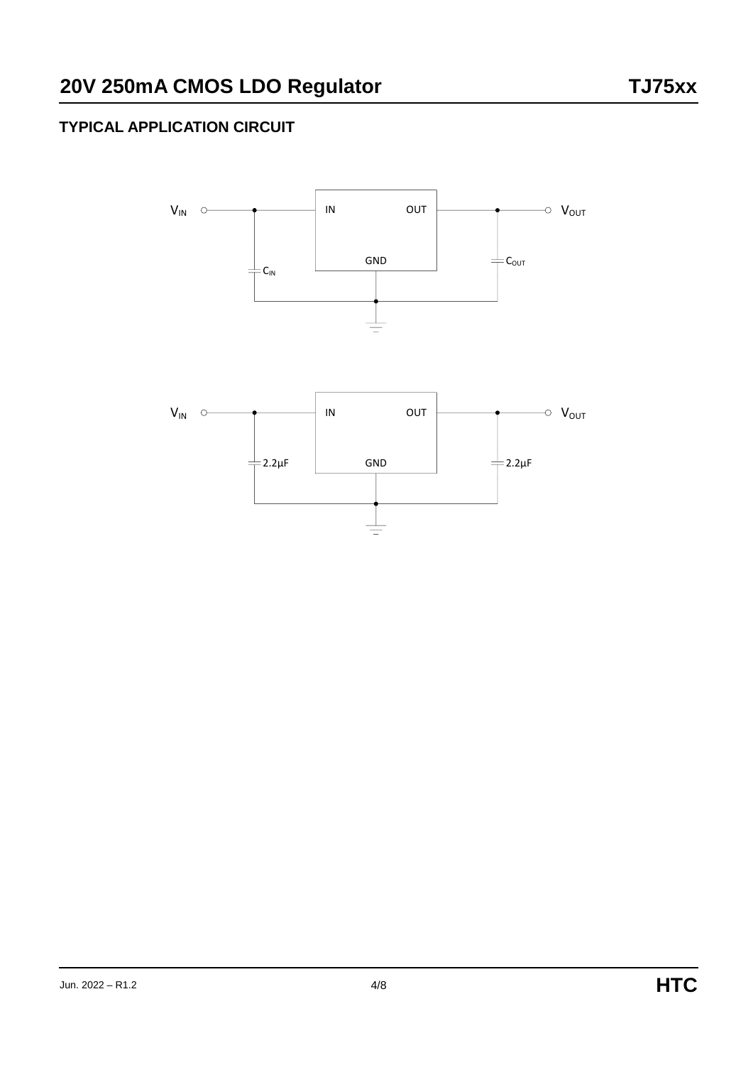## TYPICAL APPLICATION CIRCUIT

$V_{IN}$ IN OUT $V_{OUT}$

GND

$C_{IN}$ $C_{OUT}$

$V_{IN}$ IN OUT $V_{OUT}$

2.2µF GND 2.2µF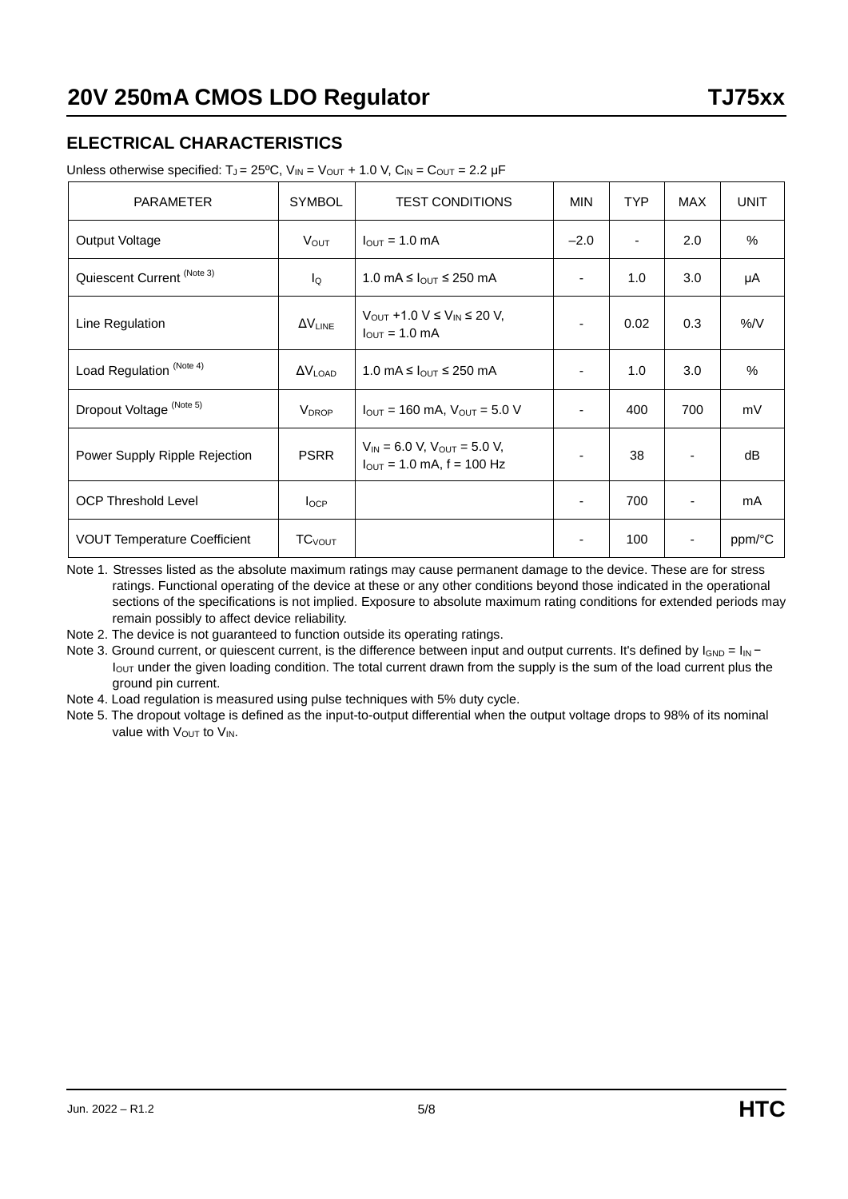## ELECTRICAL CHARACTERISTICS

Unless otherwise specified: $T_J = 25ºC$, $V_{IN} = V_{OUT} + 1.0\ V$, $C_{IN} = C_{OUT} = 2.2\ μF$

| PARAMETER | SYMBOL | TEST CONDITIONS | MIN | TYP | MAX | UNIT |
|---|---|---|---|---|---|---|
| Output Voltage | $V_{OUT}$ | $I_{OUT} = 1.0$ mA | –2.0 | - | 2.0 | % |
| Quiescent Current (Note 3) | $I_Q$ | 1.0 mA ≤ $I_{OUT}$ ≤ 250 mA | - | 1.0 | 3.0 | µA |
| Line Regulation | $ΔV_{LINE}$ | $V_{OUT}$ +1.0 V ≤ $V_{IN}$ ≤ 20 V, $I_{OUT} = 1.0$ mA | - | 0.02 | 0.3 | %/V |
| Load Regulation (Note 4) | $ΔV_{LOAD}$ | 1.0 mA ≤ $I_{OUT}$ ≤ 250 mA | - | 1.0 | 3.0 | % |
| Dropout Voltage (Note 5) | $V_{DROP}$ | $I_{OUT} = 160$ mA, $V_{OUT} = 5.0$ V | - | 400 | 700 | mV |
| Power Supply Ripple Rejection | PSRR | $V_{IN} = 6.0$ V, $V_{OUT} = 5.0$ V, $I_{OUT} = 1.0$ mA, f = 100 Hz | - | 38 | - | dB |
| OCP Threshold Level | $I_{OCP}$ | | - | 700 | - | mA |
| VOUT Temperature Coefficient | $TC_{VOUT}$ | | - | 100 | - | ppm/°C |

Note 1. Stresses listed as the absolute maximum ratings may cause permanent damage to the device. These are for stress ratings. Functional operating of the device at these or any other conditions beyond those indicated in the operational sections of the specifications is not implied. Exposure to absolute maximum rating conditions for extended periods may remain possibly to affect device reliability.

Note 2. The device is not guaranteed to function outside its operating ratings.

Note 3. Ground current, or quiescent current, is the difference between input and output currents. It's defined by $I_{GND} = I_{IN} - I_{OUT}$ under the given loading condition. The total current drawn from the supply is the sum of the load current plus the ground pin current.

Note 4. Load regulation is measured using pulse techniques with 5% duty cycle.

Note 5. The dropout voltage is defined as the input-to-output differential when the output voltage drops to 98% of its nominal value with $V_{OUT}$ to $V_{IN}$.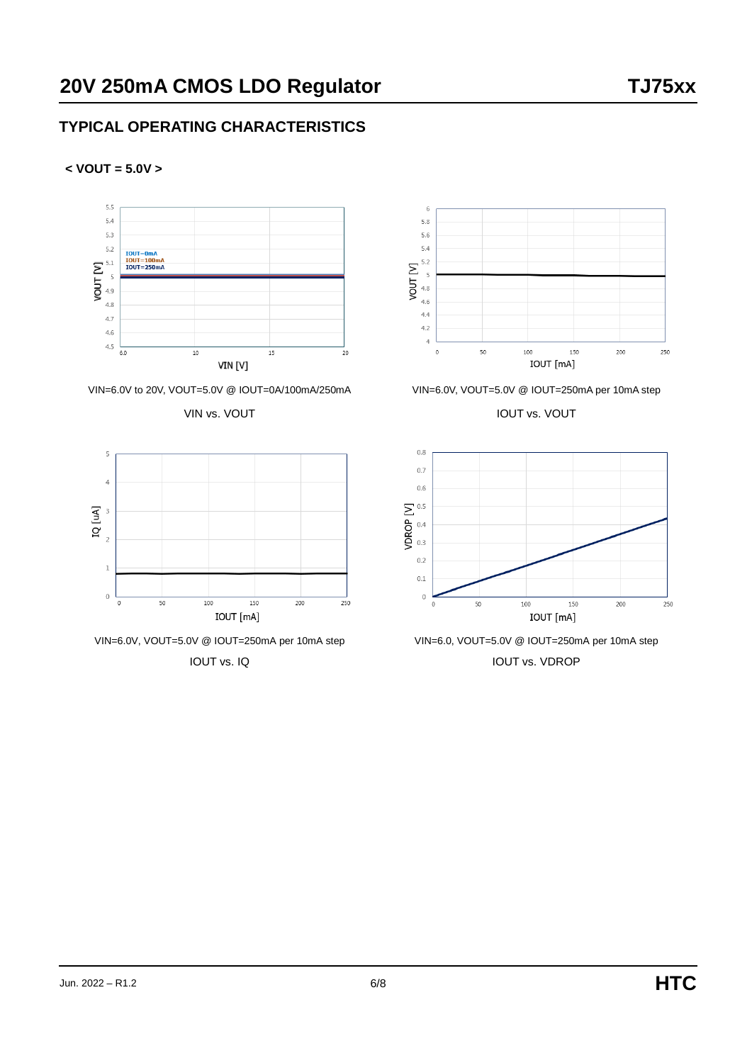## TYPICAL OPERATING CHARACTERISTICS

**< VOUT = 5.0V >**

VIN=6.0V to 20V, VOUT=5.0V @ IOUT=0A/100mA/250mA

VIN vs. VOUT

VIN=6.0V, VOUT=5.0V @ IOUT=250mA per 10mA step

IOUT vs. VOUT

VIN=6.0V, VOUT=5.0V @ IOUT=250mA per 10mA step

IOUT vs. IQ

VIN=6.0, VOUT=5.0V @ IOUT=250mA per 10mA step

IOUT vs. VDROP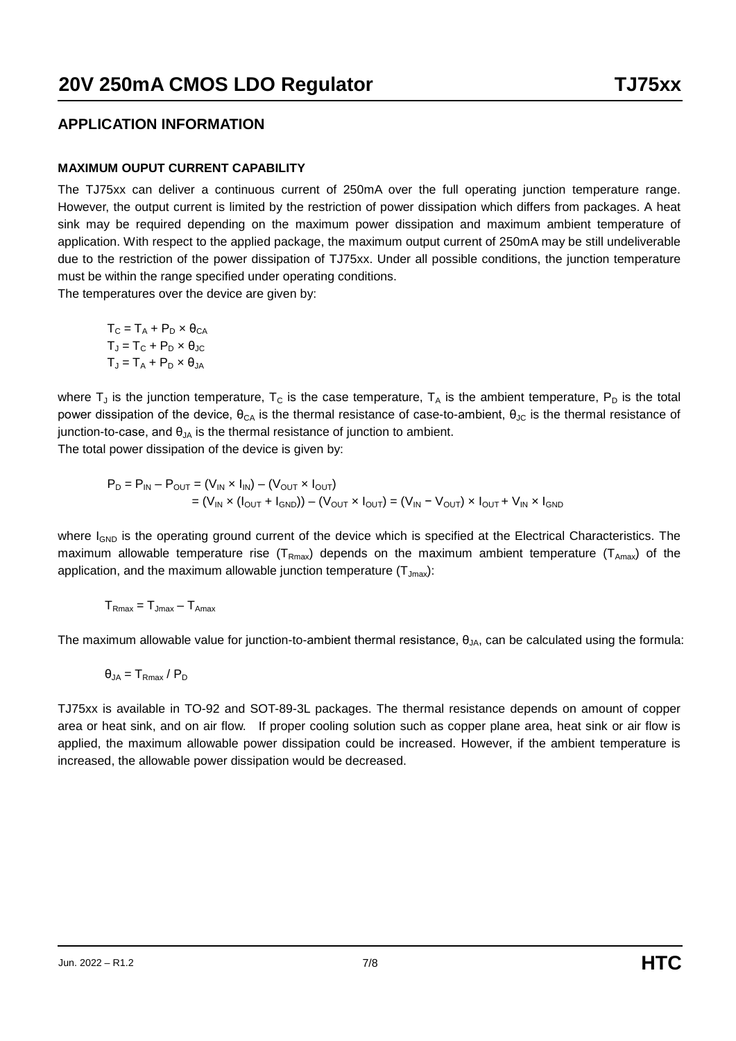## APPLICATION INFORMATION

### MAXIMUM OUPUT CURRENT CAPABILITY

The TJ75xx can deliver a continuous current of 250mA over the full operating junction temperature range. However, the output current is limited by the restriction of power dissipation which differs from packages. A heat sink may be required depending on the maximum power dissipation and maximum ambient temperature of application. With respect to the applied package, the maximum output current of 250mA may be still undeliverable due to the restriction of the power dissipation of TJ75xx. Under all possible conditions, the junction temperature must be within the range specified under operating conditions.

The temperatures over the device are given by:

$$T_C = T_A + P_D \times \theta_{CA}$$
$$T_J = T_C + P_D \times \theta_{JC}$$
$$T_J = T_A + P_D \times \theta_{JA}$$

where $T_J$ is the junction temperature, $T_C$ is the case temperature, $T_A$ is the ambient temperature, $P_D$ is the total power dissipation of the device, $\theta_{CA}$ is the thermal resistance of case-to-ambient, $\theta_{JC}$ is the thermal resistance of junction-to-case, and $\theta_{JA}$ is the thermal resistance of junction to ambient.

The total power dissipation of the device is given by:

$$P_D = P_{IN} - P_{OUT} = (V_{IN} \times I_{IN}) - (V_{OUT} \times I_{OUT})$$
$$= (V_{IN} \times (I_{OUT} + I_{GND})) - (V_{OUT} \times I_{OUT}) = (V_{IN} - V_{OUT}) \times I_{OUT} + V_{IN} \times I_{GND}$$

where $I_{GND}$ is the operating ground current of the device which is specified at the Electrical Characteristics. The maximum allowable temperature rise ($T_{Rmax}$) depends on the maximum ambient temperature ($T_{Amax}$) of the application, and the maximum allowable junction temperature ($T_{Jmax}$):

$$T_{Rmax} = T_{Jmax} - T_{Amax}$$

The maximum allowable value for junction-to-ambient thermal resistance, $\theta_{JA}$, can be calculated using the formula:

$$\theta_{JA} = T_{Rmax} / P_D$$

TJ75xx is available in TO-92 and SOT-89-3L packages. The thermal resistance depends on amount of copper area or heat sink, and on air flow. If proper cooling solution such as copper plane area, heat sink or air flow is applied, the maximum allowable power dissipation could be increased. However, if the ambient temperature is increased, the allowable power dissipation would be decreased.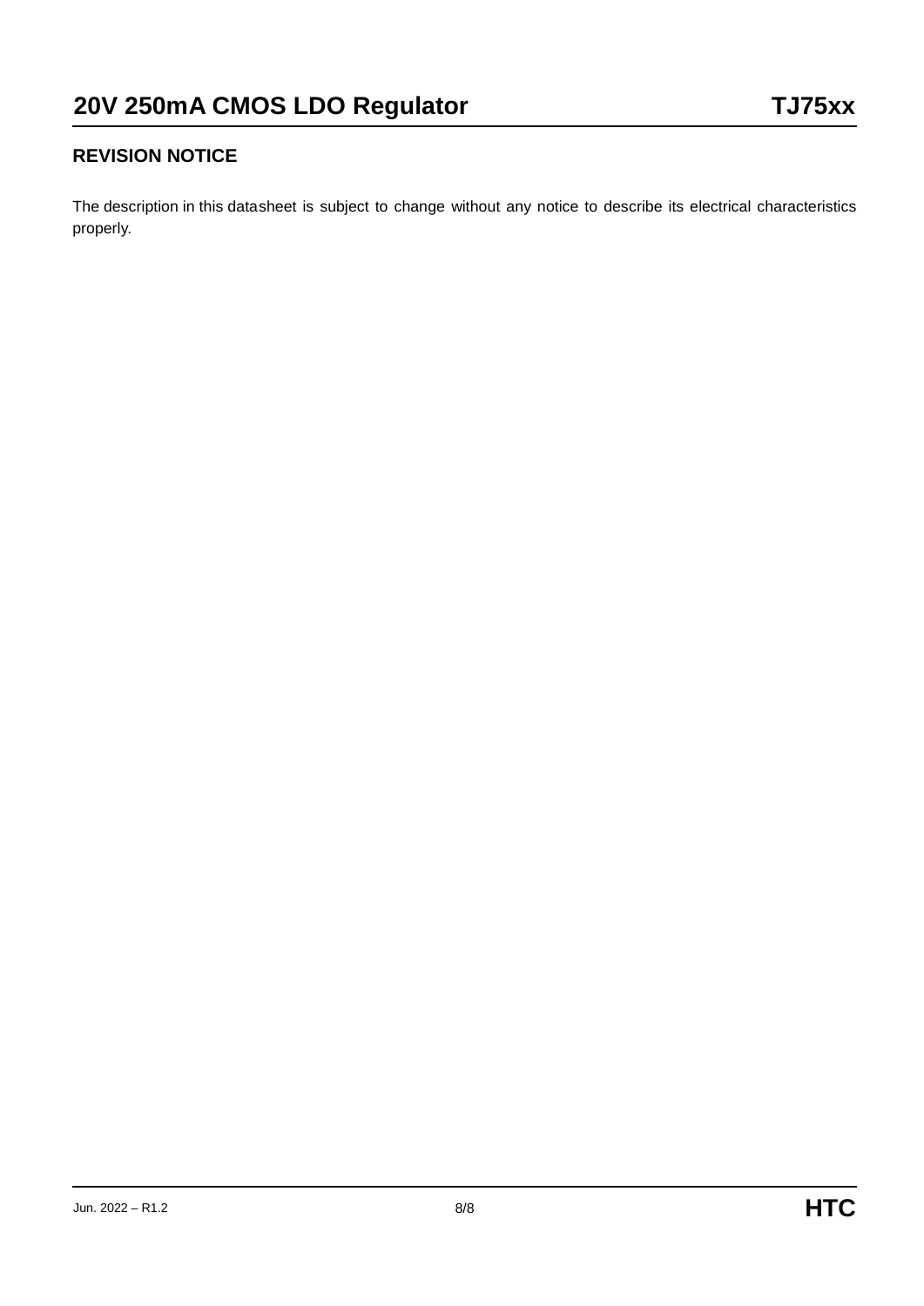## REVISION NOTICE

The description in this datasheet is subject to change without any notice to describe its electrical characteristics properly.